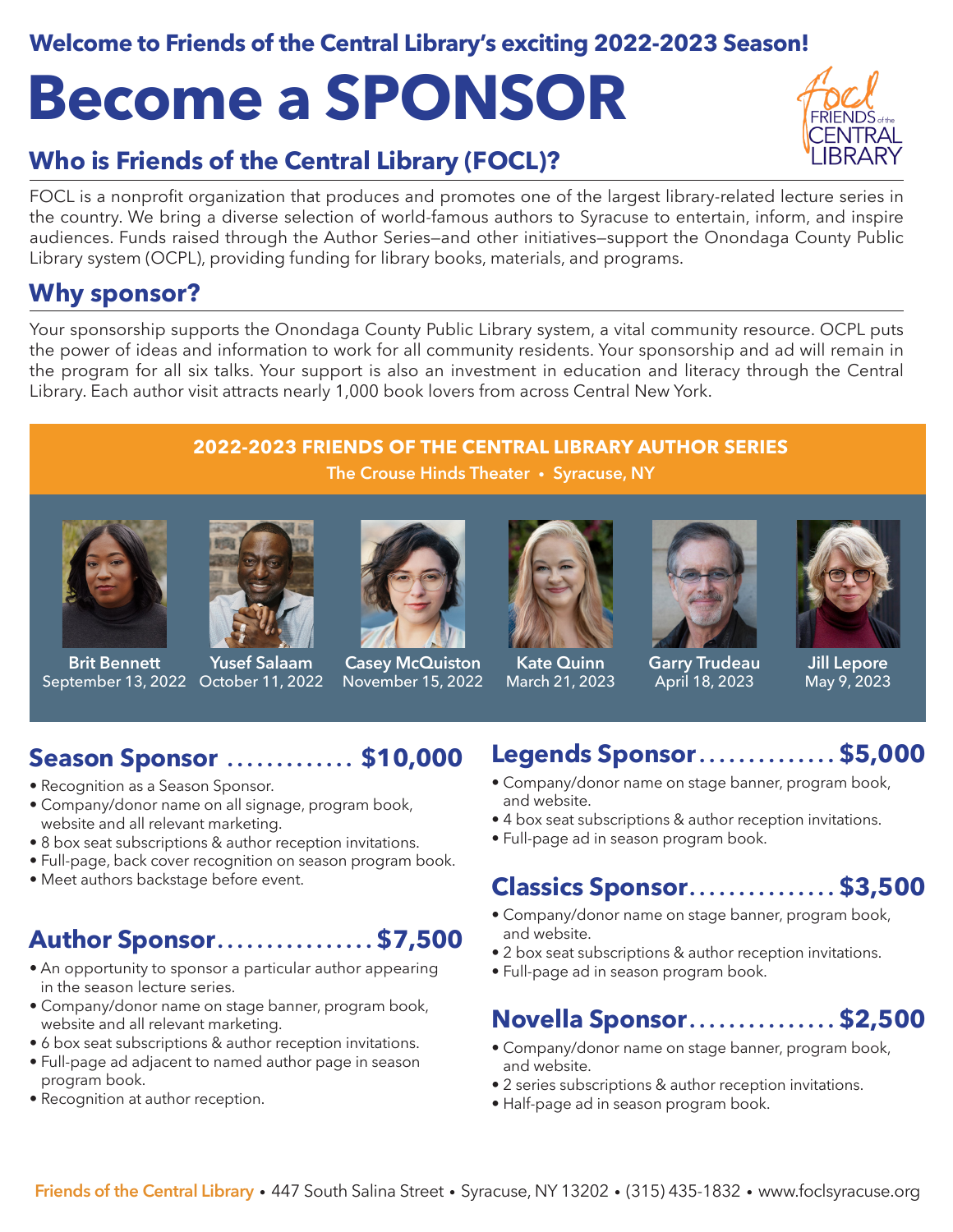**Welcome to Friends of the Central Library's exciting 2022-2023 Season!**

# Become a SPONSOR

## Who is Friends of the Central Library (FOCL)?

FOCL is a nonprofit organization that produces and promotes one of the largest library-related lecture series in the country. We bring a diverse selection of world-famous authors to Syracuse to entertain, inform, and inspire audiences. Funds raised through the Author Series—and other initiatives—support the Onondaga County Public Library system (OCPL), providing funding for library books, materials, and programs.

## Why sponsor?

Your sponsorship supports the Onondaga County Public Library system, a vital community resource. OCPL puts the power of ideas and information to work for all community residents. Your sponsorship and ad will remain in the program for all six talks. Your support is also an investment in education and literacy through the Central Library. Each author visit attracts nearly 1,000 book lovers from across Central New York.

### 2022-2023 FRIENDS OF THE CENTRAL LIBRARY AUTHOR SERIES

The Crouse Hinds Theater • Syracuse, NY

- **Brit Bennett** — September 13, 2022
- **Yusef Salaam** — October 11, 2022
- **Casey McQuiston** — November 15, 2022
- **Kate Quinn** — March 21, 2023
- **Garry Trudeau** — April 18, 2023
- **Jill Lepore** — May 9, 2023

## Season Sponsor ............. $10,000

- Recognition as a Season Sponsor.
- Company/donor name on all signage, program book, website and all relevant marketing.
- 8 box seat subscriptions & author reception invitations.
- Full-page, back cover recognition on season program book.
- Meet authors backstage before event.

## Author Sponsor................ $7,500

- An opportunity to sponsor a particular author appearing in the season lecture series.
- Company/donor name on stage banner, program book, website and all relevant marketing.
- 6 box seat subscriptions & author reception invitations.
- Full-page ad adjacent to named author page in season program book.
- Recognition at author reception.

## Legends Sponsor.............. $5,000

- Company/donor name on stage banner, program book, and website.
- 4 box seat subscriptions & author reception invitations.
- Full-page ad in season program book.

## Classics Sponsor............... $3,500

- Company/donor name on stage banner, program book, and website.
- 2 box seat subscriptions & author reception invitations.
- Full-page ad in season program book.

## Novella Sponsor............... $2,500

- Company/donor name on stage banner, program book, and website.
- 2 series subscriptions & author reception invitations.
- Half-page ad in season program book.

Friends of the Central Library • 447 South Salina Street • Syracuse, NY 13202 • (315) 435-1832 • www.foclsyracuse.org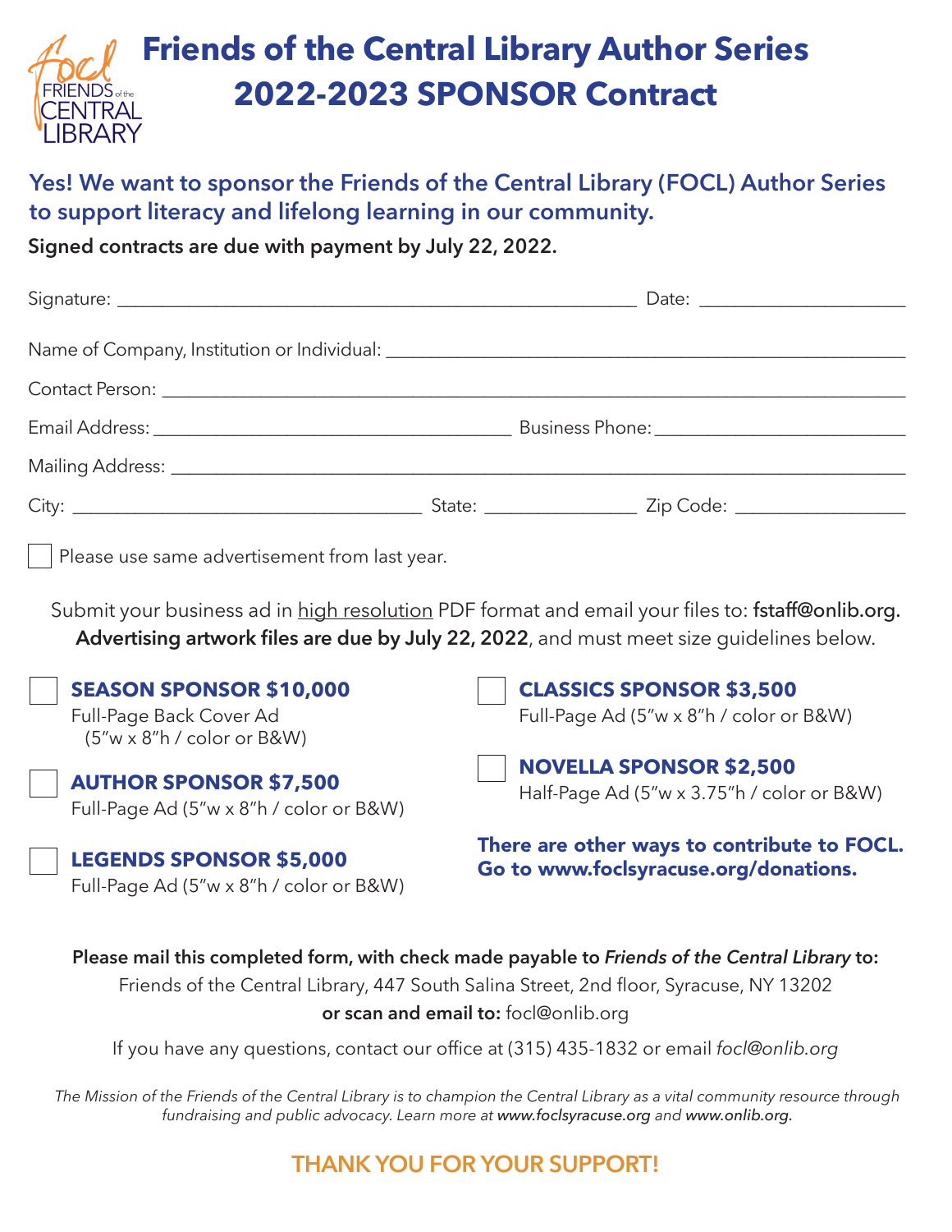# Friends of the Central Library Author Series 2022-2023 SPONSOR Contract

## Yes! We want to sponsor the Friends of the Central Library (FOCL) Author Series to support literacy and lifelong learning in our community.

**Signed contracts are due with payment by July 22, 2022.**

Signature: _______________________________________________ Date: ____________________

Name of Company, Institution or Individual: ______________________________________________

Contact Person: ______________________________________________________________________

Email Address: ________________________________ Business Phone: _______________________

Mailing Address: _____________________________________________________________________

City: ______________________________ State: ______________ Zip Code: ________________

☐ Please use same advertisement from last year.

Submit your business ad in high resolution PDF format and email your files to: fstaff@onlib.org. **Advertising artwork files are due by July 22, 2022**, and must meet size guidelines below.

☐ **SEASON SPONSOR $10,000**
Full-Page Back Cover Ad (5"w x 8"h / color or B&W)

☐ **AUTHOR SPONSOR $7,500**
Full-Page Ad (5"w x 8"h / color or B&W)

☐ **LEGENDS SPONSOR $5,000**
Full-Page Ad (5"w x 8"h / color or B&W)

☐ **CLASSICS SPONSOR $3,500**
Full-Page Ad (5"w x 8"h / color or B&W)

☐ **NOVELLA SPONSOR $2,500**
Half-Page Ad (5"w x 3.75"h / color or B&W)

**There are other ways to contribute to FOCL. Go to www.foclsyracuse.org/donations.**

**Please mail this completed form, with check made payable to *Friends of the Central Library* to:**
Friends of the Central Library, 447 South Salina Street, 2nd floor, Syracuse, NY 13202
**or scan and email to:** focl@onlib.org

If you have any questions, contact our office at (315) 435-1832 or email *focl@onlib.org*

*The Mission of the Friends of the Central Library is to champion the Central Library as a vital community resource through fundraising and public advocacy. Learn more at www.foclsyracuse.org and www.onlib.org.*

**THANK YOU FOR YOUR SUPPORT!**